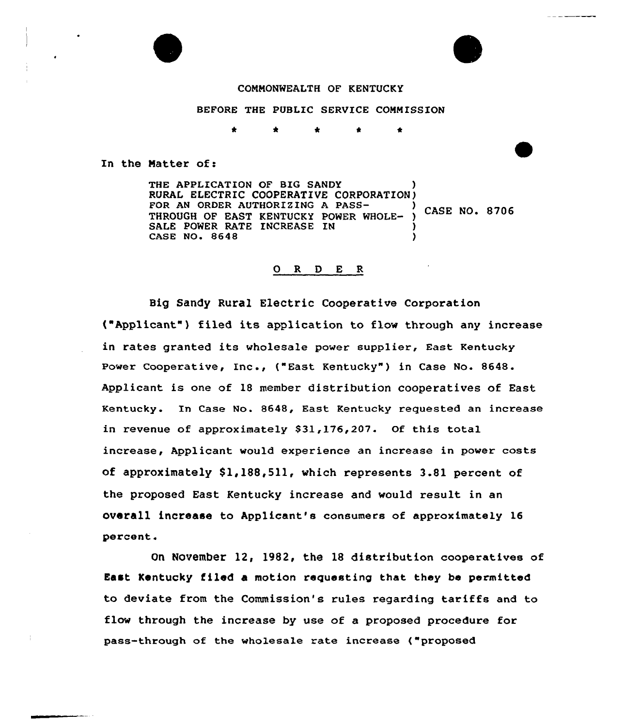COMMONWEALTH OF KENTUCKY

BEFORE THE PUBLIC SERVICE COMMISSION

\* \* \* \* \*

In the Matter of:

| | |
|---|---|
| THE APPLICATION OF BIG SANDY RURAL ELECTRIC COOPERATIVE CORPORATION FOR AN ORDER AUTHORIZING A PASS-THROUGH OF EAST KENTUCKY POWER WHOLESALE POWER RATE INCREASE IN CASE NO. 8648 | CASE NO. 8706 |

## O R D E R

Big Sandy Rural Electric Cooperative Corporation ("Applicant") filed its application to flow through any increase in rates granted its wholesale power supplier, East Kentucky Power Cooperative, Inc., ("East Kentucky") in Case No. 8648. Applicant is one of 18 member distribution cooperatives of East Kentucky. In Case No. 8648, East Kentucky requested an increase in revenue of approximately $31,176,207. Of this total increase, Applicant would experience an increase in power costs of approximately $1,188,511, which represents 3.81 percent of the proposed East Kentucky increase and would result in an overall increase to Applicant's consumers of approximately 16 percent.

On November 12, 1982, the 18 distribution cooperatives of East Kentucky filed a motion requesting that they be permitted to deviate from the Commission's rules regarding tariffs and to flow through the increase by use of a proposed procedure for pass-through of the wholesale rate increase ("proposed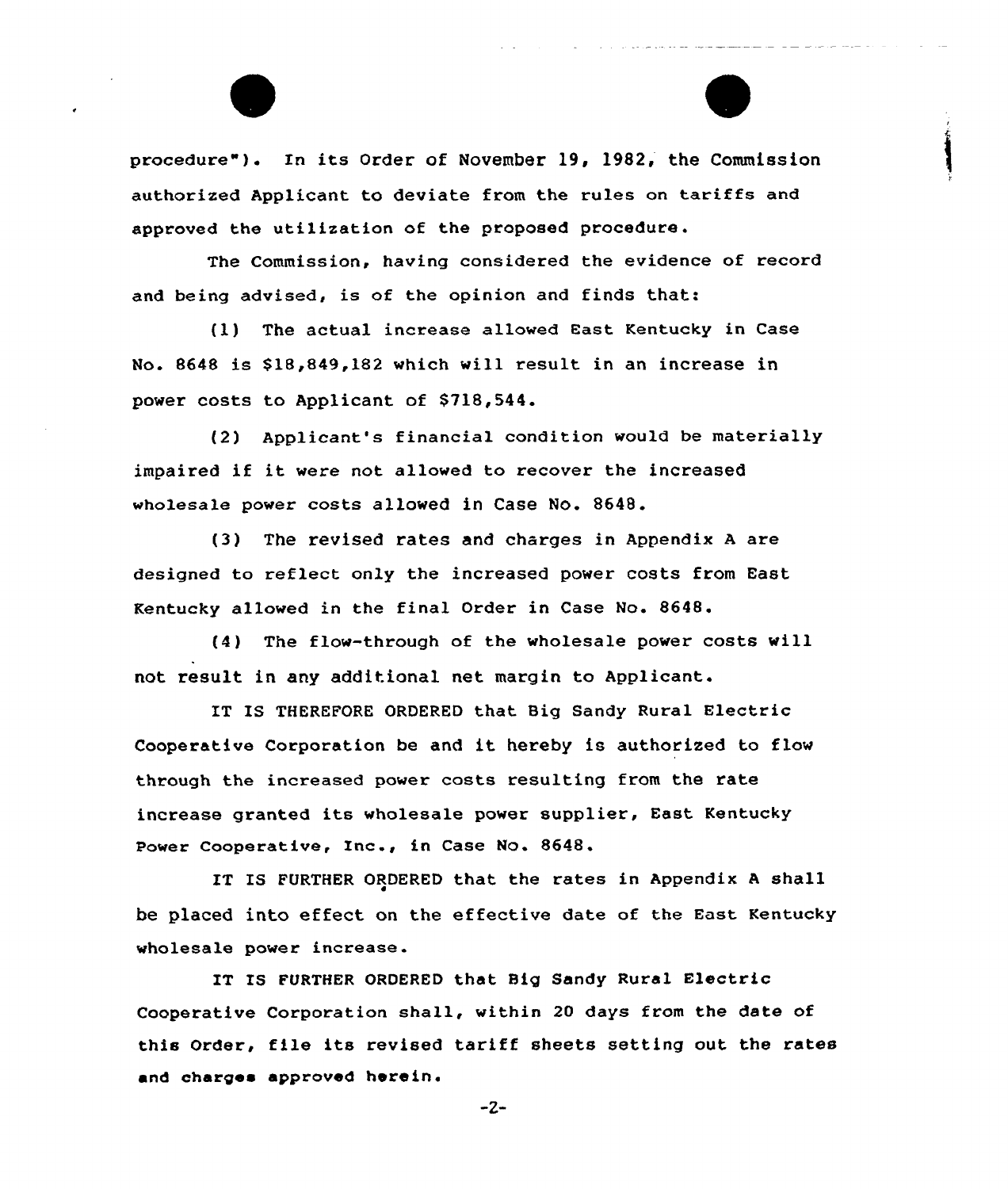procedure"). In its Order of November 19, 1982, the Commission authorized Applicant to deviate from the rules on tariffs and approved the utilization of the proposed procedure.

The Commission, having considered the evidence of record and being advised, is of the opinion and finds that:

(1) The actual increase allowed East Kentucky in Case No. 8648 is $18,849,182 which will result in an increase in power costs to Applicant of $718,544.

(2) Applicant's financial condition would be materially impaired if it were not allowed to recover the increased wholesale power costs allowed in Case No. 8648.

(3) The revised rates and charges in Appendix A are designed to reflect only the increased power costs from East Kentucky allowed in the final Order in Case No. 8648.

(4) The flow-through of the wholesale power costs will not result in any additional net margin to Applicant.

IT IS THEREFORE ORDERED that Big Sandy Rural Electric Cooperative Corporation be and it hereby is authorized to flow through the increased power costs resulting from the rate increase granted its wholesale power supplier, East Kentucky Power Cooperative, Inc., in Case No. 8648.

IT IS FURTHER ORDERED that the rates in Appendix A shall be placed into effect on the effective date of the East Kentucky wholesale power increase.

IT IS FURTHER ORDERED that Big Sandy Rural Electric Cooperative Corporation shall, within 20 days from the date of this Order, file its revised tariff sheets setting out the rates and charges approved herein.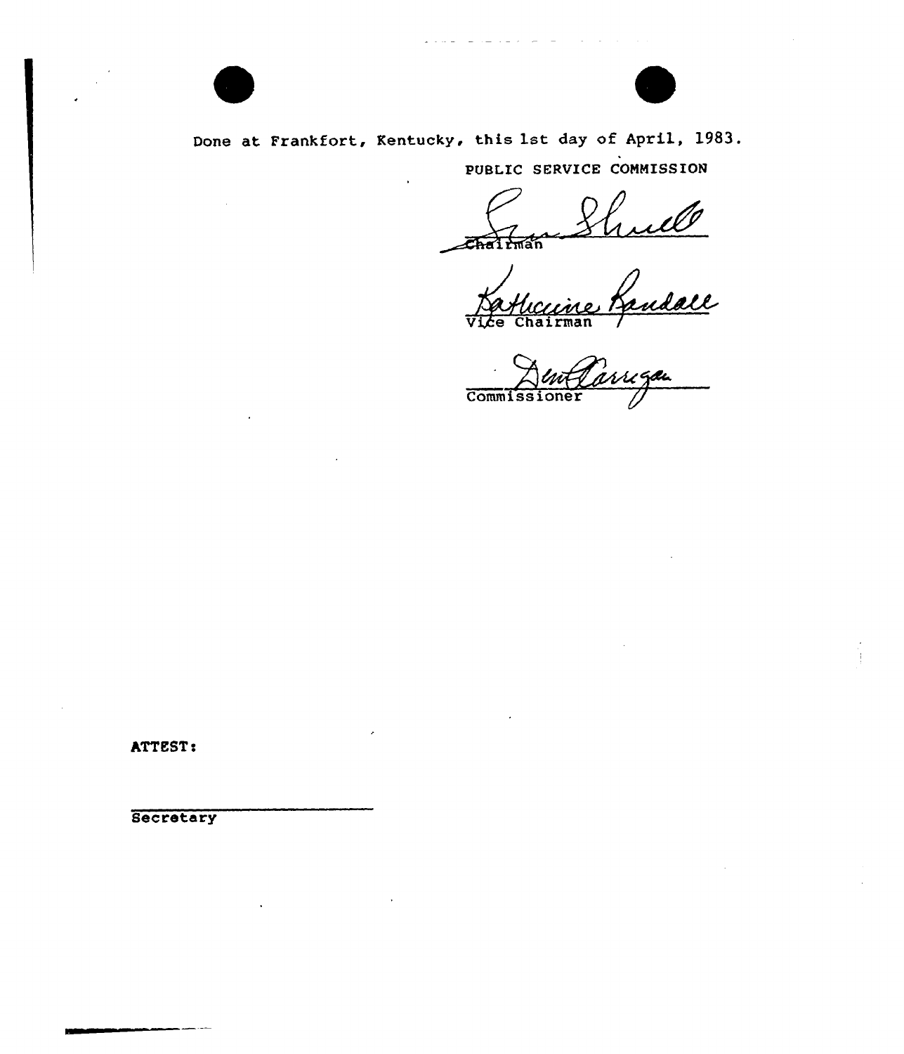Done at Frankfort, Kentucky, this 1st day of April, 1983.

PUBLIC SERVICE COMMISSION

Chairman

Vice Chairman

Commissioner

ATTEST:

Secretary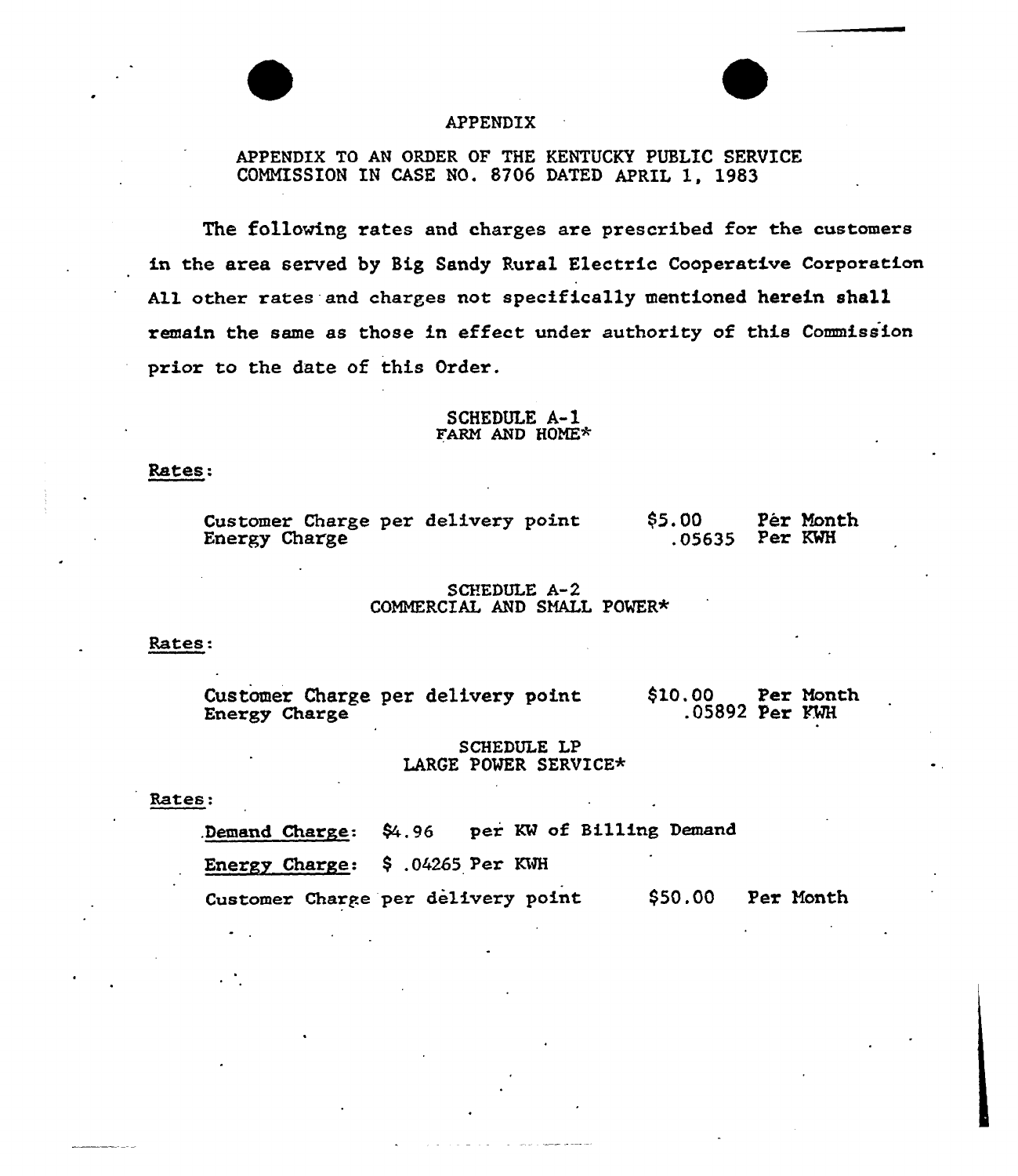# APPENDIX

APPENDIX TO AN ORDER OF THE KENTUCKY PUBLIC SERVICE COMMISSION IN CASE NO. 8706 DATED APRIL 1, 1983

The following rates and charges are prescribed for the customers in the area served by Big Sandy Rural Electric Cooperative Corporation All other rates and charges not specifically mentioned herein shall remain the same as those in effect under authority of this Commission prior to the date of this Order.

## SCHEDULE A-1
### FARM AND HOME*

Rates:

| | | |
|---|---|---|
| Customer Charge per delivery point | $5.00 | Per Month |
| Energy Charge | .05635 | Per KWH |

## SCHEDULE A-2
### COMMERCIAL AND SMALL POWER*

Rates:

| | | |
|---|---|---|
| Customer Charge per delivery point | $10.00 | Per Month |
| Energy Charge | .05892 | Per KWH |

## SCHEDULE LP
### LARGE POWER SERVICE*

Rates:

Demand Charge: $4.96 per KW of Billing Demand

Energy Charge: $ .04265 Per KWH

Customer Charge per delivery point $50.00 Per Month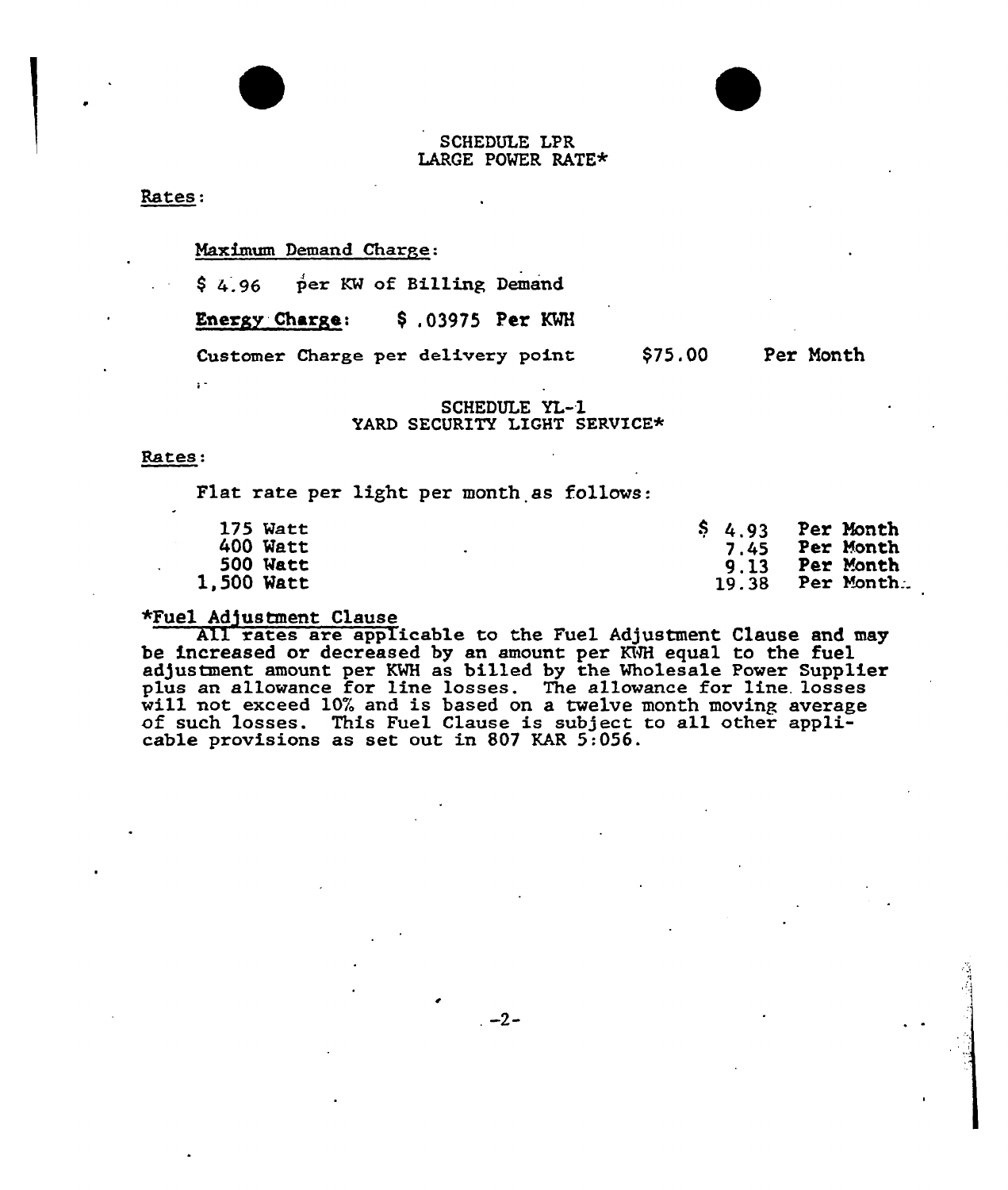## SCHEDULE LPR
## LARGE POWER RATE*

Rates:

Maximum Demand Charge:

$ 4.96 per KW of Billing Demand

**Energy Charge:** $ .03975 Per KWH

Customer Charge per delivery point $75.00 Per Month

## SCHEDULE YL-1
## YARD SECURITY LIGHT SERVICE*

Rates:

Flat rate per light per month as follows:

| | | |
|---|---|---|
| 175 Watt | $ 4.93 | Per Month |
| 400 Watt | 7.45 | Per Month |
| 500 Watt | 9.13 | Per Month |
| 1,500 Watt | 19.38 | Per Month |

*Fuel Adjustment Clause

All rates are applicable to the Fuel Adjustment Clause and may be increased or decreased by an amount per KWH equal to the fuel adjustment amount per KWH as billed by the Wholesale Power Supplier plus an allowance for line losses. The allowance for line losses will not exceed 10% and is based on a twelve month moving average of such losses. This Fuel Clause is subject to all other applicable provisions as set out in 807 KAR 5:056.